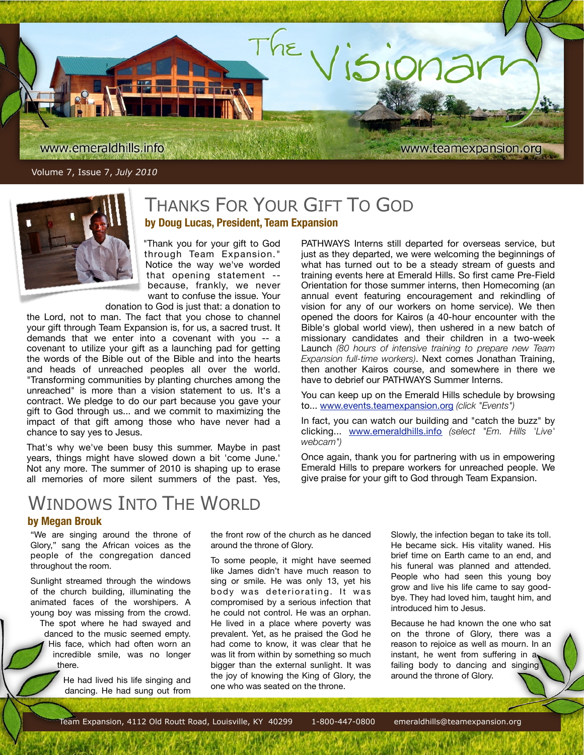# The Visionary

www.emeraldhills.info www.teamexpansion.org

Volume 7, Issue 7, *July 2010*

## Thanks For Your Gift To God

**by Doug Lucas, President, Team Expansion**

"Thank you for your gift to God through Team Expansion." Notice the way we've worded that opening statement -- because, frankly, we never want to confuse the issue. Your donation to God is just that: a donation to the Lord, not to man. The fact that you chose to channel your gift through Team Expansion is, for us, a sacred trust. It demands that we enter into a covenant with you -- a covenant to utilize your gift as a launching pad for getting the words of the Bible out of the Bible and into the hearts and heads of unreached peoples all over the world. "Transforming communities by planting churches among the unreached" is more than a vision statement to us. It's a contract. We pledge to do our part because you gave your gift to God through us... and we commit to maximizing the impact of that gift among those who have never had a chance to say yes to Jesus.

That's why we've been busy this summer. Maybe in past years, things might have slowed down a bit 'come June.' Not any more. The summer of 2010 is shaping up to erase all memories of more silent summers of the past. Yes, PATHWAYS Interns still departed for overseas service, but just as they departed, we were welcoming the beginnings of what has turned out to be a steady stream of guests and training events here at Emerald Hills. So first came Pre-Field Orientation for those summer interns, then Homecoming (an annual event featuring encouragement and rekindling of vision for any of our workers on home service). We then opened the doors for Kairos (a 40-hour encounter with the Bible's global world view), then ushered in a new batch of missionary candidates and their children in a two-week Launch *(80 hours of intensive training to prepare new Team Expansion full-time workers)*. Next comes Jonathan Training, then another Kairos course, and somewhere in there we have to debrief our PATHWAYS Summer Interns.

You can keep up on the Emerald Hills schedule by browsing to... www.events.teamexpansion.org *(click "Events")*

In fact, you can watch our building and "catch the buzz" by clicking... www.emeraldhills.info *(select "Em. Hills 'Live' webcam")*

Once again, thank you for partnering with us in empowering Emerald Hills to prepare workers for unreached people. We give praise for your gift to God through Team Expansion.

## Windows Into The World

**by Megan Brouk**

"We are singing around the throne of Glory," sang the African voices as the people of the congregation danced throughout the room.

Sunlight streamed through the windows of the church building, illuminating the animated faces of the worshipers. A young boy was missing from the crowd. The spot where he had swayed and danced to the music seemed empty. His face, which had often worn an incredible smile, was no longer there.

He had lived his life singing and dancing. He had sung out from the front row of the church as he danced around the throne of Glory.

To some people, it might have seemed like James didn't have much reason to sing or smile. He was only 13, yet his body was deteriorating. It was compromised by a serious infection that he could not control. He was an orphan. He lived in a place where poverty was prevalent. Yet, as he praised the God he had come to know, it was clear that he was lit from within by something so much bigger than the external sunlight. It was the joy of knowing the King of Glory, the one who was seated on the throne.

Slowly, the infection began to take its toll. He became sick. His vitality waned. His brief time on Earth came to an end, and his funeral was planned and attended. People who had seen this young boy grow and live his life came to say good-bye. They had loved him, taught him, and introduced him to Jesus.

Because he had known the one who sat on the throne of Glory, there was a reason to rejoice as well as mourn. In an instant, he went from suffering in a failing body to dancing and singing around the throne of Glory.

Team Expansion, 4112 Old Routt Road, Louisville, KY 40299 1-800-447-0800 emeraldhills@teamexpansion.org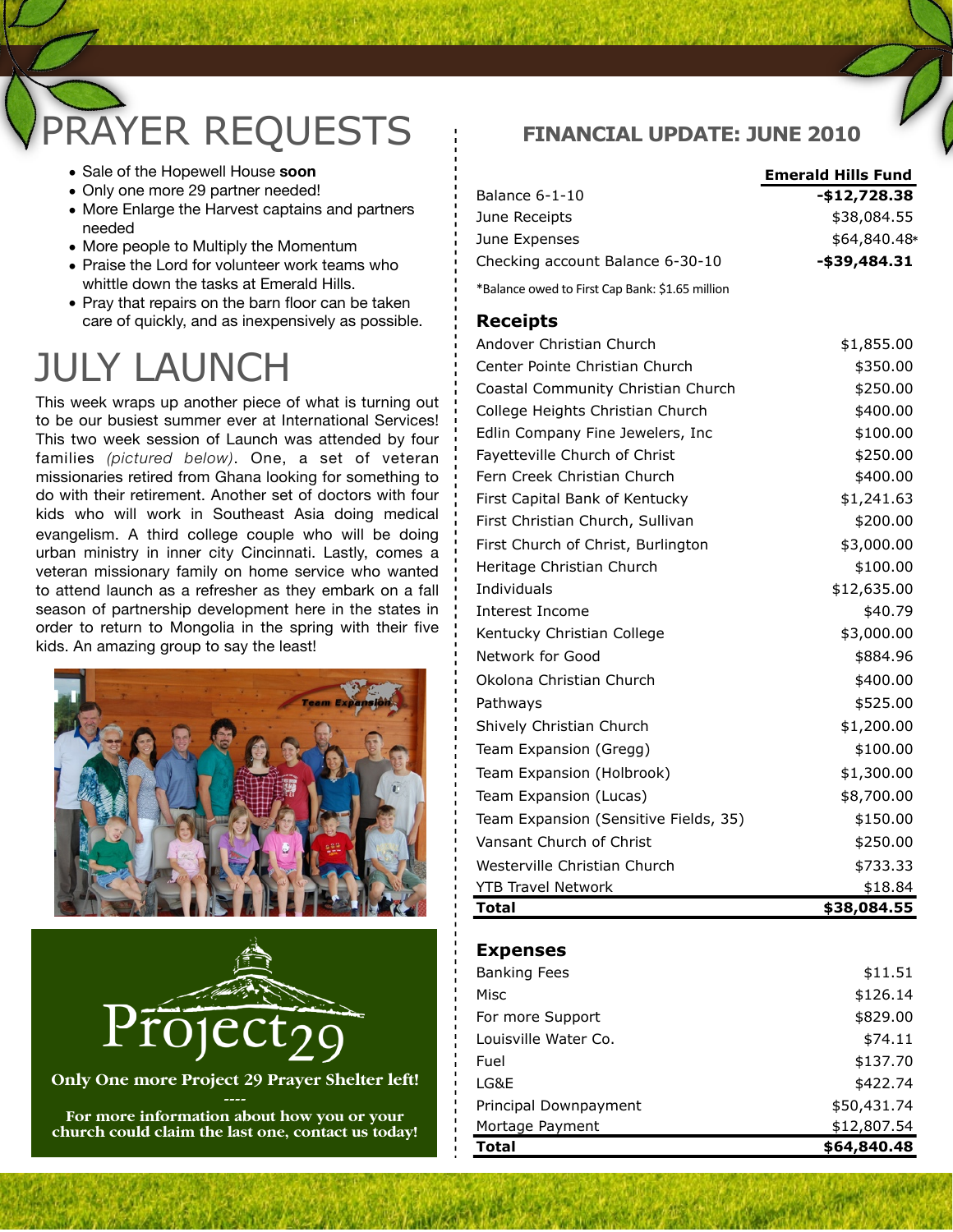# PRAYER REQUESTS

- Sale of the Hopewell House **soon**
- Only one more 29 partner needed!
- More Enlarge the Harvest captains and partners needed
- More people to Multiply the Momentum
- Praise the Lord for volunteer work teams who whittle down the tasks at Emerald Hills.
- Pray that repairs on the barn floor can be taken care of quickly, and as inexpensively as possible.

# JULY LAUNCH

This week wraps up another piece of what is turning out to be our busiest summer ever at International Services! This two week session of Launch was attended by four families *(pictured below)*. One, a set of veteran missionaries retired from Ghana looking for something to do with their retirement. Another set of doctors with four kids who will work in Southeast Asia doing medical evangelism. A third college couple who will be doing urban ministry in inner city Cincinnati. Lastly, comes a veteran missionary family on home service who wanted to attend launch as a refresher as they embark on a fall season of partnership development here in the states in order to return to Mongolia in the spring with their five kids. An amazing group to say the least!

Project29

**Only One more Project 29 Prayer Shelter left!**

----

**For more information about how you or your church could claim the last one, contact us today!**

## FINANCIAL UPDATE: JUNE 2010

| | Emerald Hills Fund |
|---|---|
| Balance 6-1-10 | **-$12,728.38** |
| June Receipts | $38,084.55 |
| June Expenses | $64,840.48* |
| Checking account Balance 6-30-10 | **-$39,484.31** |

*Balance owed to First Cap Bank: $1.65 million

### Receipts

| | |
|---|---|
| Andover Christian Church | $1,855.00 |
| Center Pointe Christian Church | $350.00 |
| Coastal Community Christian Church | $250.00 |
| College Heights Christian Church | $400.00 |
| Edlin Company Fine Jewelers, Inc | $100.00 |
| Fayetteville Church of Christ | $250.00 |
| Fern Creek Christian Church | $400.00 |
| First Capital Bank of Kentucky | $1,241.63 |
| First Christian Church, Sullivan | $200.00 |
| First Church of Christ, Burlington | $3,000.00 |
| Heritage Christian Church | $100.00 |
| Individuals | $12,635.00 |
| Interest Income | $40.79 |
| Kentucky Christian College | $3,000.00 |
| Network for Good | $884.96 |
| Okolona Christian Church | $400.00 |
| Pathways | $525.00 |
| Shively Christian Church | $1,200.00 |
| Team Expansion (Gregg) | $100.00 |
| Team Expansion (Holbrook) | $1,300.00 |
| Team Expansion (Lucas) | $8,700.00 |
| Team Expansion (Sensitive Fields, 35) | $150.00 |
| Vansant Church of Christ | $250.00 |
| Westerville Christian Church | $733.33 |
| YTB Travel Network | $18.84 |
| **Total** | **$38,084.55** |

### Expenses

| | |
|---|---|
| Banking Fees | $11.51 |
| Misc | $126.14 |
| For more Support | $829.00 |
| Louisville Water Co. | $74.11 |
| Fuel | $137.70 |
| LG&E | $422.74 |
| Principal Downpayment | $50,431.74 |
| Mortage Payment | $12,807.54 |
| **Total** | **$64,840.48** |